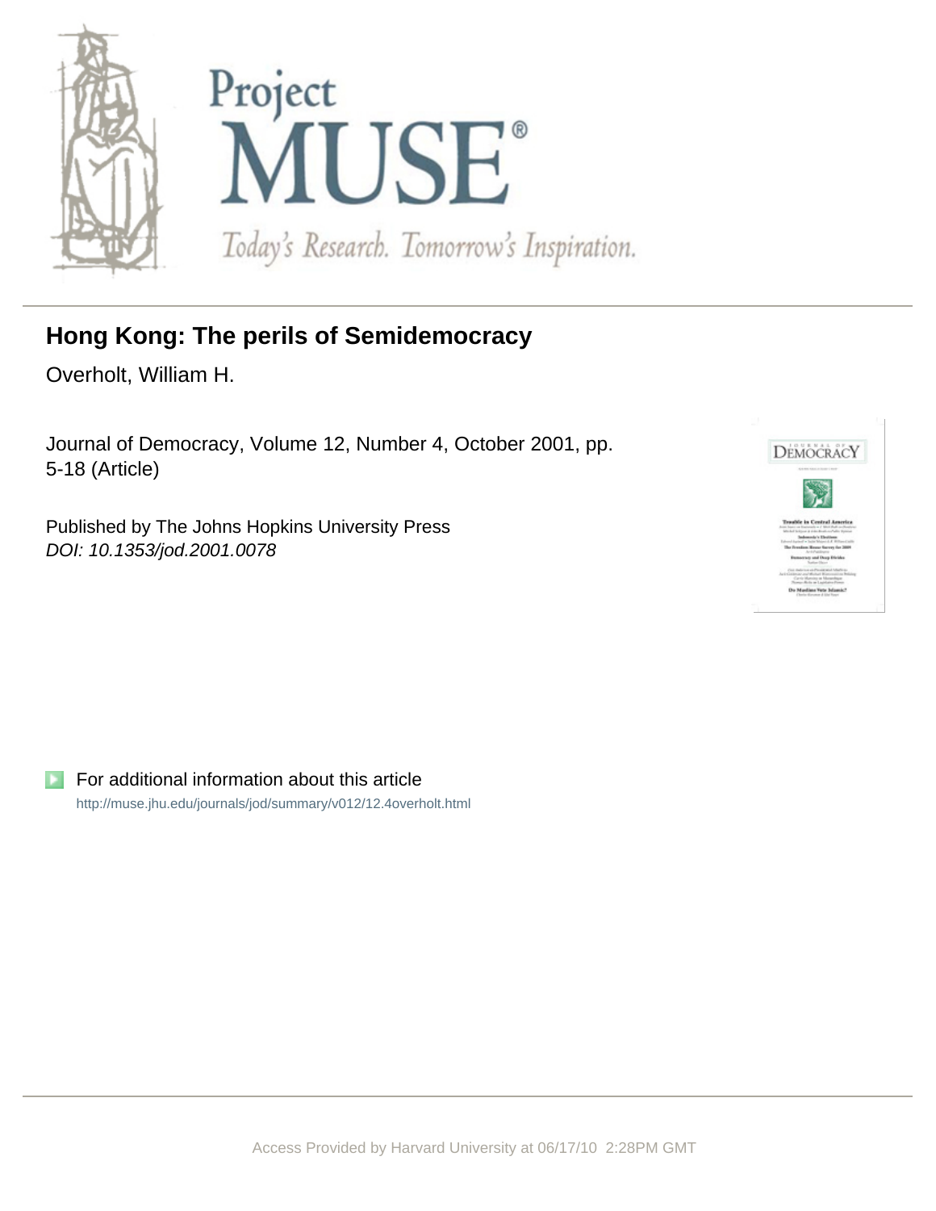# Hong Kong: The perils of Semidemocracy

Overholt, William H.

Journal of Democracy, Volume 12, Number 4, October 2001, pp. 5-18 (Article)

Published by The Johns Hopkins University Press
*DOI: 10.1353/jod.2001.0078*

For additional information about this article

http://muse.jhu.edu/journals/jod/summary/v012/12.4overholt.html

Access Provided by Harvard University at 06/17/10 2:28PM GMT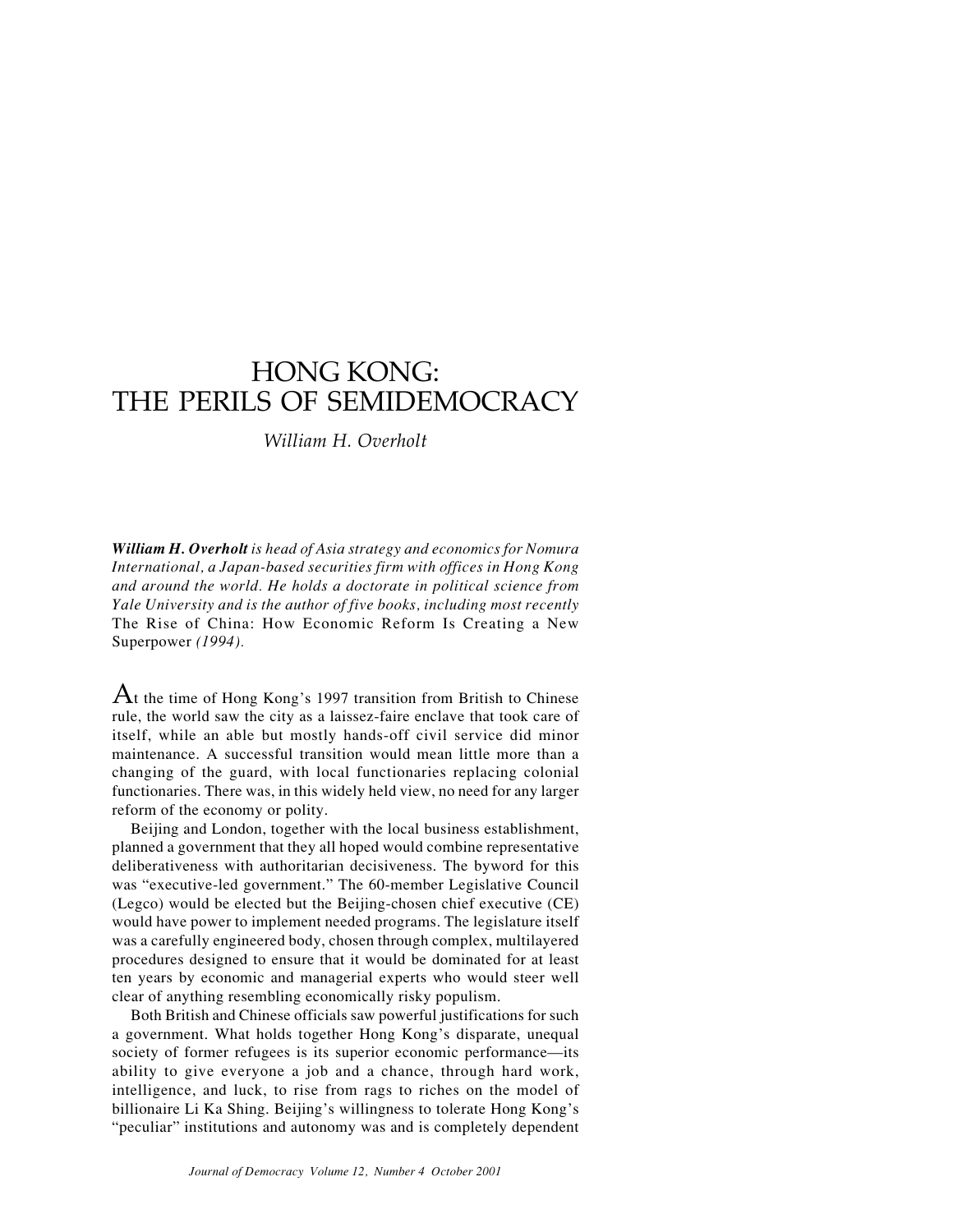# HONG KONG: THE PERILS OF SEMIDEMOCRACY

*William H. Overholt*

***William H. Overholt** is head of Asia strategy and economics for Nomura International, a Japan-based securities firm with offices in Hong Kong and around the world. He holds a doctorate in political science from Yale University and is the author of five books, including most recently* The Rise of China: How Economic Reform Is Creating a New Superpower *(1994).*

At the time of Hong Kong's 1997 transition from British to Chinese rule, the world saw the city as a laissez-faire enclave that took care of itself, while an able but mostly hands-off civil service did minor maintenance. A successful transition would mean little more than a changing of the guard, with local functionaries replacing colonial functionaries. There was, in this widely held view, no need for any larger reform of the economy or polity.

Beijing and London, together with the local business establishment, planned a government that they all hoped would combine representative deliberativeness with authoritarian decisiveness. The byword for this was "executive-led government." The 60-member Legislative Council (Legco) would be elected but the Beijing-chosen chief executive (CE) would have power to implement needed programs. The legislature itself was a carefully engineered body, chosen through complex, multilayered procedures designed to ensure that it would be dominated for at least ten years by economic and managerial experts who would steer well clear of anything resembling economically risky populism.

Both British and Chinese officials saw powerful justifications for such a government. What holds together Hong Kong's disparate, unequal society of former refugees is its superior economic performance—its ability to give everyone a job and a chance, through hard work, intelligence, and luck, to rise from rags to riches on the model of billionaire Li Ka Shing. Beijing's willingness to tolerate Hong Kong's "peculiar" institutions and autonomy was and is completely dependent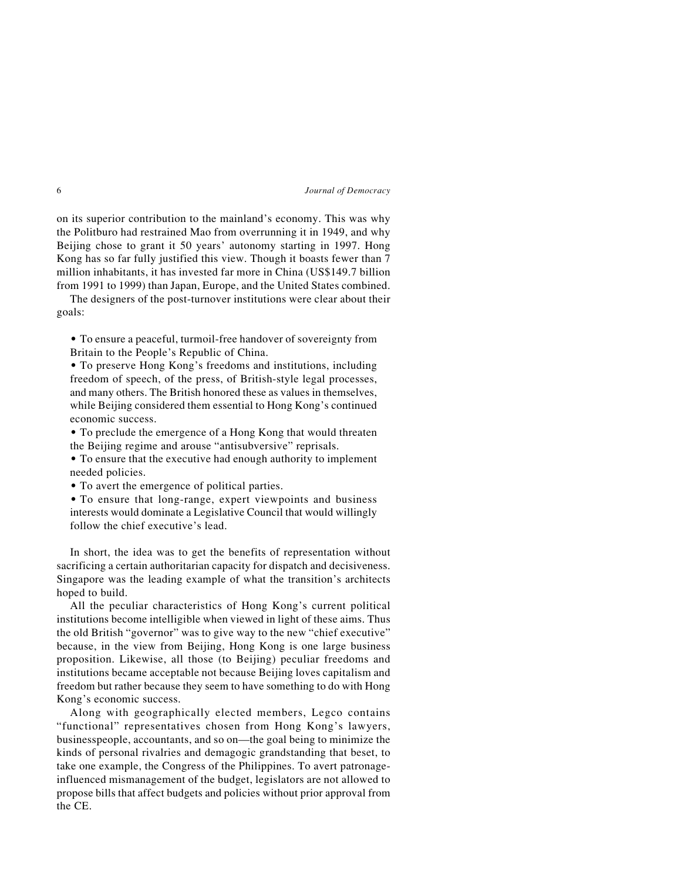on its superior contribution to the mainland's economy. This was why the Politburo had restrained Mao from overrunning it in 1949, and why Beijing chose to grant it 50 years' autonomy starting in 1997. Hong Kong has so far fully justified this view. Though it boasts fewer than 7 million inhabitants, it has invested far more in China (US$149.7 billion from 1991 to 1999) than Japan, Europe, and the United States combined.

The designers of the post-turnover institutions were clear about their goals:

- To ensure a peaceful, turmoil-free handover of sovereignty from Britain to the People's Republic of China.
- To preserve Hong Kong's freedoms and institutions, including freedom of speech, of the press, of British-style legal processes, and many others. The British honored these as values in themselves, while Beijing considered them essential to Hong Kong's continued economic success.
- To preclude the emergence of a Hong Kong that would threaten the Beijing regime and arouse "antisubversive" reprisals.
- To ensure that the executive had enough authority to implement needed policies.
- To avert the emergence of political parties.
- To ensure that long-range, expert viewpoints and business interests would dominate a Legislative Council that would willingly follow the chief executive's lead.

In short, the idea was to get the benefits of representation without sacrificing a certain authoritarian capacity for dispatch and decisiveness. Singapore was the leading example of what the transition's architects hoped to build.

All the peculiar characteristics of Hong Kong's current political institutions become intelligible when viewed in light of these aims. Thus the old British "governor" was to give way to the new "chief executive" because, in the view from Beijing, Hong Kong is one large business proposition. Likewise, all those (to Beijing) peculiar freedoms and institutions became acceptable not because Beijing loves capitalism and freedom but rather because they seem to have something to do with Hong Kong's economic success.

Along with geographically elected members, Legco contains "functional" representatives chosen from Hong Kong's lawyers, businesspeople, accountants, and so on—the goal being to minimize the kinds of personal rivalries and demagogic grandstanding that beset, to take one example, the Congress of the Philippines. To avert patronage-influenced mismanagement of the budget, legislators are not allowed to propose bills that affect budgets and policies without prior approval from the CE.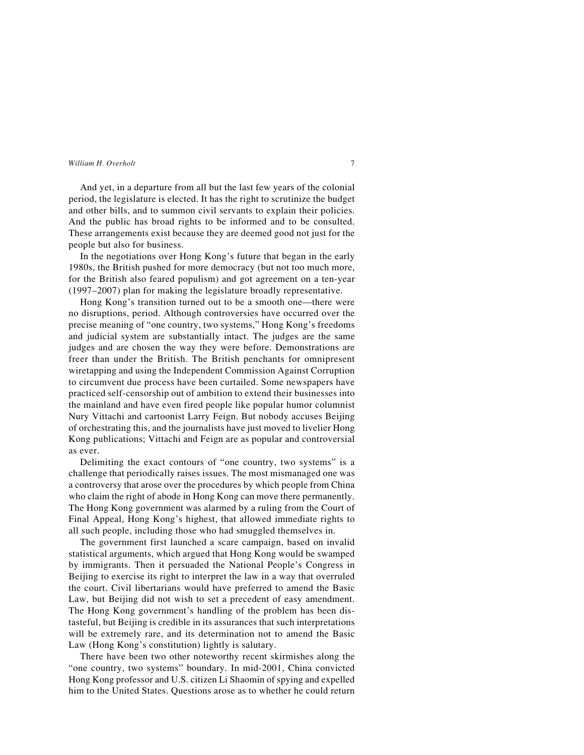And yet, in a departure from all but the last few years of the colonial period, the legislature is elected. It has the right to scrutinize the budget and other bills, and to summon civil servants to explain their policies. And the public has broad rights to be informed and to be consulted. These arrangements exist because they are deemed good not just for the people but also for business.

In the negotiations over Hong Kong's future that began in the early 1980s, the British pushed for more democracy (but not too much more, for the British also feared populism) and got agreement on a ten-year (1997–2007) plan for making the legislature broadly representative.

Hong Kong's transition turned out to be a smooth one—there were no disruptions, period. Although controversies have occurred over the precise meaning of "one country, two systems," Hong Kong's freedoms and judicial system are substantially intact. The judges are the same judges and are chosen the way they were before. Demonstrations are freer than under the British. The British penchants for omnipresent wiretapping and using the Independent Commission Against Corruption to circumvent due process have been curtailed. Some newspapers have practiced self-censorship out of ambition to extend their businesses into the mainland and have even fired people like popular humor columnist Nury Vittachi and cartoonist Larry Feign. But nobody accuses Beijing of orchestrating this, and the journalists have just moved to livelier Hong Kong publications; Vittachi and Feign are as popular and controversial as ever.

Delimiting the exact contours of "one country, two systems" is a challenge that periodically raises issues. The most mismanaged one was a controversy that arose over the procedures by which people from China who claim the right of abode in Hong Kong can move there permanently. The Hong Kong government was alarmed by a ruling from the Court of Final Appeal, Hong Kong's highest, that allowed immediate rights to all such people, including those who had smuggled themselves in.

The government first launched a scare campaign, based on invalid statistical arguments, which argued that Hong Kong would be swamped by immigrants. Then it persuaded the National People's Congress in Beijing to exercise its right to interpret the law in a way that overruled the court. Civil libertarians would have preferred to amend the Basic Law, but Beijing did not wish to set a precedent of easy amendment. The Hong Kong government's handling of the problem has been distasteful, but Beijing is credible in its assurances that such interpretations will be extremely rare, and its determination not to amend the Basic Law (Hong Kong's constitution) lightly is salutary.

There have been two other noteworthy recent skirmishes along the "one country, two systems" boundary. In mid-2001, China convicted Hong Kong professor and U.S. citizen Li Shaomin of spying and expelled him to the United States. Questions arose as to whether he could return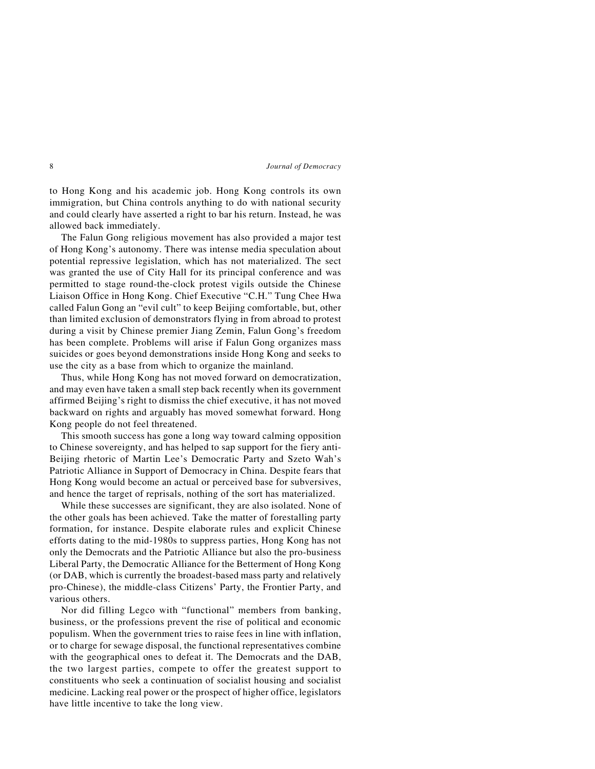to Hong Kong and his academic job. Hong Kong controls its own immigration, but China controls anything to do with national security and could clearly have asserted a right to bar his return. Instead, he was allowed back immediately.

The Falun Gong religious movement has also provided a major test of Hong Kong's autonomy. There was intense media speculation about potential repressive legislation, which has not materialized. The sect was granted the use of City Hall for its principal conference and was permitted to stage round-the-clock protest vigils outside the Chinese Liaison Office in Hong Kong. Chief Executive "C.H." Tung Chee Hwa called Falun Gong an "evil cult" to keep Beijing comfortable, but, other than limited exclusion of demonstrators flying in from abroad to protest during a visit by Chinese premier Jiang Zemin, Falun Gong's freedom has been complete. Problems will arise if Falun Gong organizes mass suicides or goes beyond demonstrations inside Hong Kong and seeks to use the city as a base from which to organize the mainland.

Thus, while Hong Kong has not moved forward on democratization, and may even have taken a small step back recently when its government affirmed Beijing's right to dismiss the chief executive, it has not moved backward on rights and arguably has moved somewhat forward. Hong Kong people do not feel threatened.

This smooth success has gone a long way toward calming opposition to Chinese sovereignty, and has helped to sap support for the fiery anti-Beijing rhetoric of Martin Lee's Democratic Party and Szeto Wah's Patriotic Alliance in Support of Democracy in China. Despite fears that Hong Kong would become an actual or perceived base for subversives, and hence the target of reprisals, nothing of the sort has materialized.

While these successes are significant, they are also isolated. None of the other goals has been achieved. Take the matter of forestalling party formation, for instance. Despite elaborate rules and explicit Chinese efforts dating to the mid-1980s to suppress parties, Hong Kong has not only the Democrats and the Patriotic Alliance but also the pro-business Liberal Party, the Democratic Alliance for the Betterment of Hong Kong (or DAB, which is currently the broadest-based mass party and relatively pro-Chinese), the middle-class Citizens' Party, the Frontier Party, and various others.

Nor did filling Legco with "functional" members from banking, business, or the professions prevent the rise of political and economic populism. When the government tries to raise fees in line with inflation, or to charge for sewage disposal, the functional representatives combine with the geographical ones to defeat it. The Democrats and the DAB, the two largest parties, compete to offer the greatest support to constituents who seek a continuation of socialist housing and socialist medicine. Lacking real power or the prospect of higher office, legislators have little incentive to take the long view.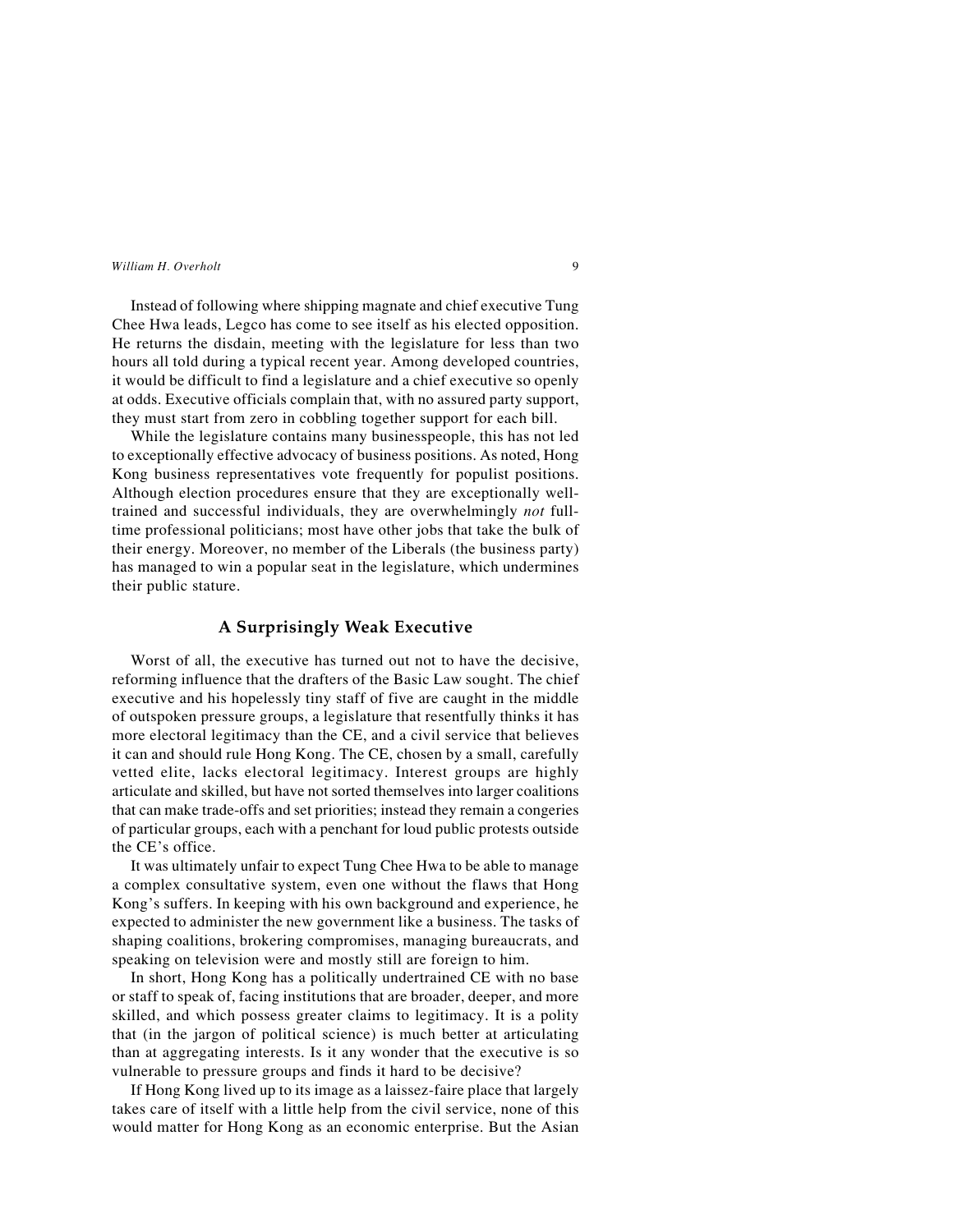Instead of following where shipping magnate and chief executive Tung Chee Hwa leads, Legco has come to see itself as his elected opposition. He returns the disdain, meeting with the legislature for less than two hours all told during a typical recent year. Among developed countries, it would be difficult to find a legislature and a chief executive so openly at odds. Executive officials complain that, with no assured party support, they must start from zero in cobbling together support for each bill.

While the legislature contains many businesspeople, this has not led to exceptionally effective advocacy of business positions. As noted, Hong Kong business representatives vote frequently for populist positions. Although election procedures ensure that they are exceptionally well-trained and successful individuals, they are overwhelmingly *not* full-time professional politicians; most have other jobs that take the bulk of their energy. Moreover, no member of the Liberals (the business party) has managed to win a popular seat in the legislature, which undermines their public stature.

## A Surprisingly Weak Executive

Worst of all, the executive has turned out not to have the decisive, reforming influence that the drafters of the Basic Law sought. The chief executive and his hopelessly tiny staff of five are caught in the middle of outspoken pressure groups, a legislature that resentfully thinks it has more electoral legitimacy than the CE, and a civil service that believes it can and should rule Hong Kong. The CE, chosen by a small, carefully vetted elite, lacks electoral legitimacy. Interest groups are highly articulate and skilled, but have not sorted themselves into larger coalitions that can make trade-offs and set priorities; instead they remain a congeries of particular groups, each with a penchant for loud public protests outside the CE's office.

It was ultimately unfair to expect Tung Chee Hwa to be able to manage a complex consultative system, even one without the flaws that Hong Kong's suffers. In keeping with his own background and experience, he expected to administer the new government like a business. The tasks of shaping coalitions, brokering compromises, managing bureaucrats, and speaking on television were and mostly still are foreign to him.

In short, Hong Kong has a politically undertrained CE with no base or staff to speak of, facing institutions that are broader, deeper, and more skilled, and which possess greater claims to legitimacy. It is a polity that (in the jargon of political science) is much better at articulating than at aggregating interests. Is it any wonder that the executive is so vulnerable to pressure groups and finds it hard to be decisive?

If Hong Kong lived up to its image as a laissez-faire place that largely takes care of itself with a little help from the civil service, none of this would matter for Hong Kong as an economic enterprise. But the Asian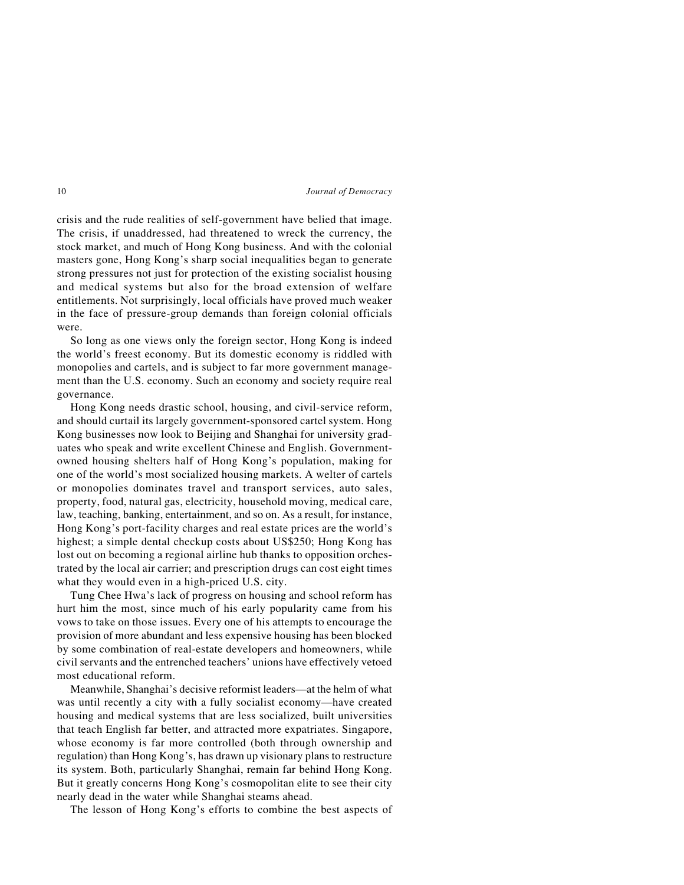crisis and the rude realities of self-government have belied that image. The crisis, if unaddressed, had threatened to wreck the currency, the stock market, and much of Hong Kong business. And with the colonial masters gone, Hong Kong's sharp social inequalities began to generate strong pressures not just for protection of the existing socialist housing and medical systems but also for the broad extension of welfare entitlements. Not surprisingly, local officials have proved much weaker in the face of pressure-group demands than foreign colonial officials were.

So long as one views only the foreign sector, Hong Kong is indeed the world's freest economy. But its domestic economy is riddled with monopolies and cartels, and is subject to far more government management than the U.S. economy. Such an economy and society require real governance.

Hong Kong needs drastic school, housing, and civil-service reform, and should curtail its largely government-sponsored cartel system. Hong Kong businesses now look to Beijing and Shanghai for university graduates who speak and write excellent Chinese and English. Government-owned housing shelters half of Hong Kong's population, making for one of the world's most socialized housing markets. A welter of cartels or monopolies dominates travel and transport services, auto sales, property, food, natural gas, electricity, household moving, medical care, law, teaching, banking, entertainment, and so on. As a result, for instance, Hong Kong's port-facility charges and real estate prices are the world's highest; a simple dental checkup costs about US$250; Hong Kong has lost out on becoming a regional airline hub thanks to opposition orchestrated by the local air carrier; and prescription drugs can cost eight times what they would even in a high-priced U.S. city.

Tung Chee Hwa's lack of progress on housing and school reform has hurt him the most, since much of his early popularity came from his vows to take on those issues. Every one of his attempts to encourage the provision of more abundant and less expensive housing has been blocked by some combination of real-estate developers and homeowners, while civil servants and the entrenched teachers' unions have effectively vetoed most educational reform.

Meanwhile, Shanghai's decisive reformist leaders—at the helm of what was until recently a city with a fully socialist economy—have created housing and medical systems that are less socialized, built universities that teach English far better, and attracted more expatriates. Singapore, whose economy is far more controlled (both through ownership and regulation) than Hong Kong's, has drawn up visionary plans to restructure its system. Both, particularly Shanghai, remain far behind Hong Kong. But it greatly concerns Hong Kong's cosmopolitan elite to see their city nearly dead in the water while Shanghai steams ahead.

The lesson of Hong Kong's efforts to combine the best aspects of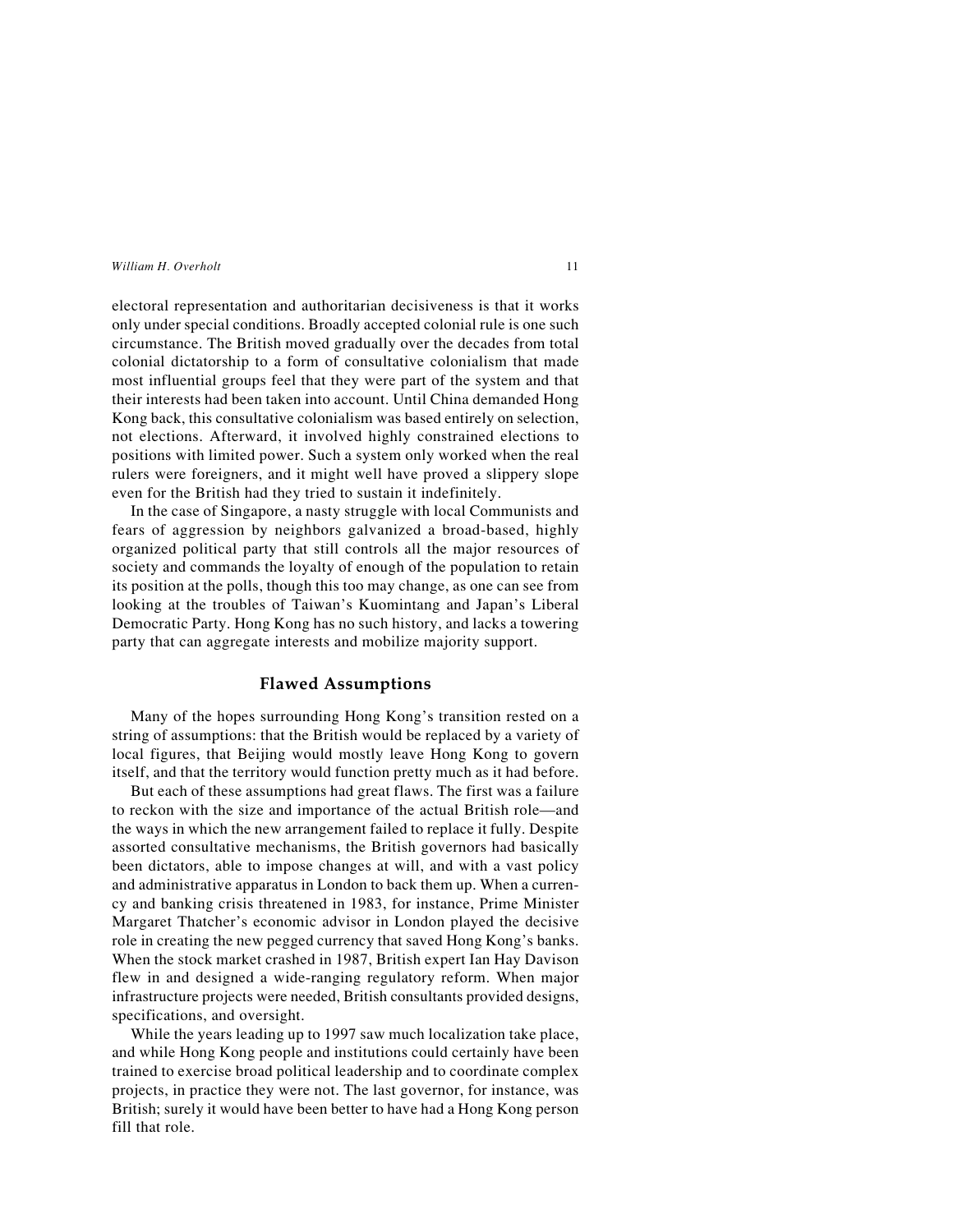electoral representation and authoritarian decisiveness is that it works only under special conditions. Broadly accepted colonial rule is one such circumstance. The British moved gradually over the decades from total colonial dictatorship to a form of consultative colonialism that made most influential groups feel that they were part of the system and that their interests had been taken into account. Until China demanded Hong Kong back, this consultative colonialism was based entirely on selection, not elections. Afterward, it involved highly constrained elections to positions with limited power. Such a system only worked when the real rulers were foreigners, and it might well have proved a slippery slope even for the British had they tried to sustain it indefinitely.

In the case of Singapore, a nasty struggle with local Communists and fears of aggression by neighbors galvanized a broad-based, highly organized political party that still controls all the major resources of society and commands the loyalty of enough of the population to retain its position at the polls, though this too may change, as one can see from looking at the troubles of Taiwan's Kuomintang and Japan's Liberal Democratic Party. Hong Kong has no such history, and lacks a towering party that can aggregate interests and mobilize majority support.

## Flawed Assumptions

Many of the hopes surrounding Hong Kong's transition rested on a string of assumptions: that the British would be replaced by a variety of local figures, that Beijing would mostly leave Hong Kong to govern itself, and that the territory would function pretty much as it had before.

But each of these assumptions had great flaws. The first was a failure to reckon with the size and importance of the actual British role—and the ways in which the new arrangement failed to replace it fully. Despite assorted consultative mechanisms, the British governors had basically been dictators, able to impose changes at will, and with a vast policy and administrative apparatus in London to back them up. When a currency and banking crisis threatened in 1983, for instance, Prime Minister Margaret Thatcher's economic advisor in London played the decisive role in creating the new pegged currency that saved Hong Kong's banks. When the stock market crashed in 1987, British expert Ian Hay Davison flew in and designed a wide-ranging regulatory reform. When major infrastructure projects were needed, British consultants provided designs, specifications, and oversight.

While the years leading up to 1997 saw much localization take place, and while Hong Kong people and institutions could certainly have been trained to exercise broad political leadership and to coordinate complex projects, in practice they were not. The last governor, for instance, was British; surely it would have been better to have had a Hong Kong person fill that role.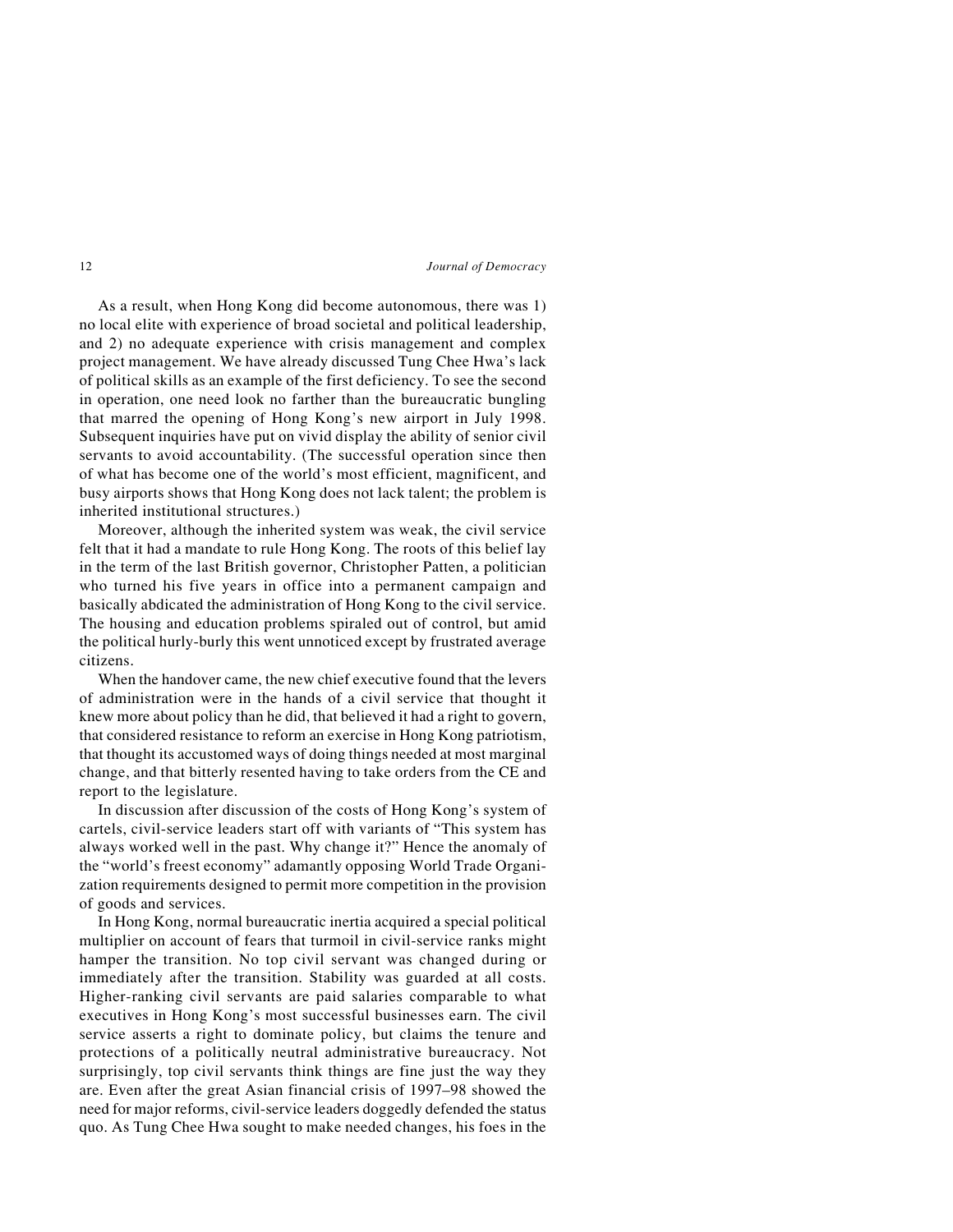As a result, when Hong Kong did become autonomous, there was 1) no local elite with experience of broad societal and political leadership, and 2) no adequate experience with crisis management and complex project management. We have already discussed Tung Chee Hwa's lack of political skills as an example of the first deficiency. To see the second in operation, one need look no farther than the bureaucratic bungling that marred the opening of Hong Kong's new airport in July 1998. Subsequent inquiries have put on vivid display the ability of senior civil servants to avoid accountability. (The successful operation since then of what has become one of the world's most efficient, magnificent, and busy airports shows that Hong Kong does not lack talent; the problem is inherited institutional structures.)

Moreover, although the inherited system was weak, the civil service felt that it had a mandate to rule Hong Kong. The roots of this belief lay in the term of the last British governor, Christopher Patten, a politician who turned his five years in office into a permanent campaign and basically abdicated the administration of Hong Kong to the civil service. The housing and education problems spiraled out of control, but amid the political hurly-burly this went unnoticed except by frustrated average citizens.

When the handover came, the new chief executive found that the levers of administration were in the hands of a civil service that thought it knew more about policy than he did, that believed it had a right to govern, that considered resistance to reform an exercise in Hong Kong patriotism, that thought its accustomed ways of doing things needed at most marginal change, and that bitterly resented having to take orders from the CE and report to the legislature.

In discussion after discussion of the costs of Hong Kong's system of cartels, civil-service leaders start off with variants of "This system has always worked well in the past. Why change it?" Hence the anomaly of the "world's freest economy" adamantly opposing World Trade Organization requirements designed to permit more competition in the provision of goods and services.

In Hong Kong, normal bureaucratic inertia acquired a special political multiplier on account of fears that turmoil in civil-service ranks might hamper the transition. No top civil servant was changed during or immediately after the transition. Stability was guarded at all costs. Higher-ranking civil servants are paid salaries comparable to what executives in Hong Kong's most successful businesses earn. The civil service asserts a right to dominate policy, but claims the tenure and protections of a politically neutral administrative bureaucracy. Not surprisingly, top civil servants think things are fine just the way they are. Even after the great Asian financial crisis of 1997–98 showed the need for major reforms, civil-service leaders doggedly defended the status quo. As Tung Chee Hwa sought to make needed changes, his foes in the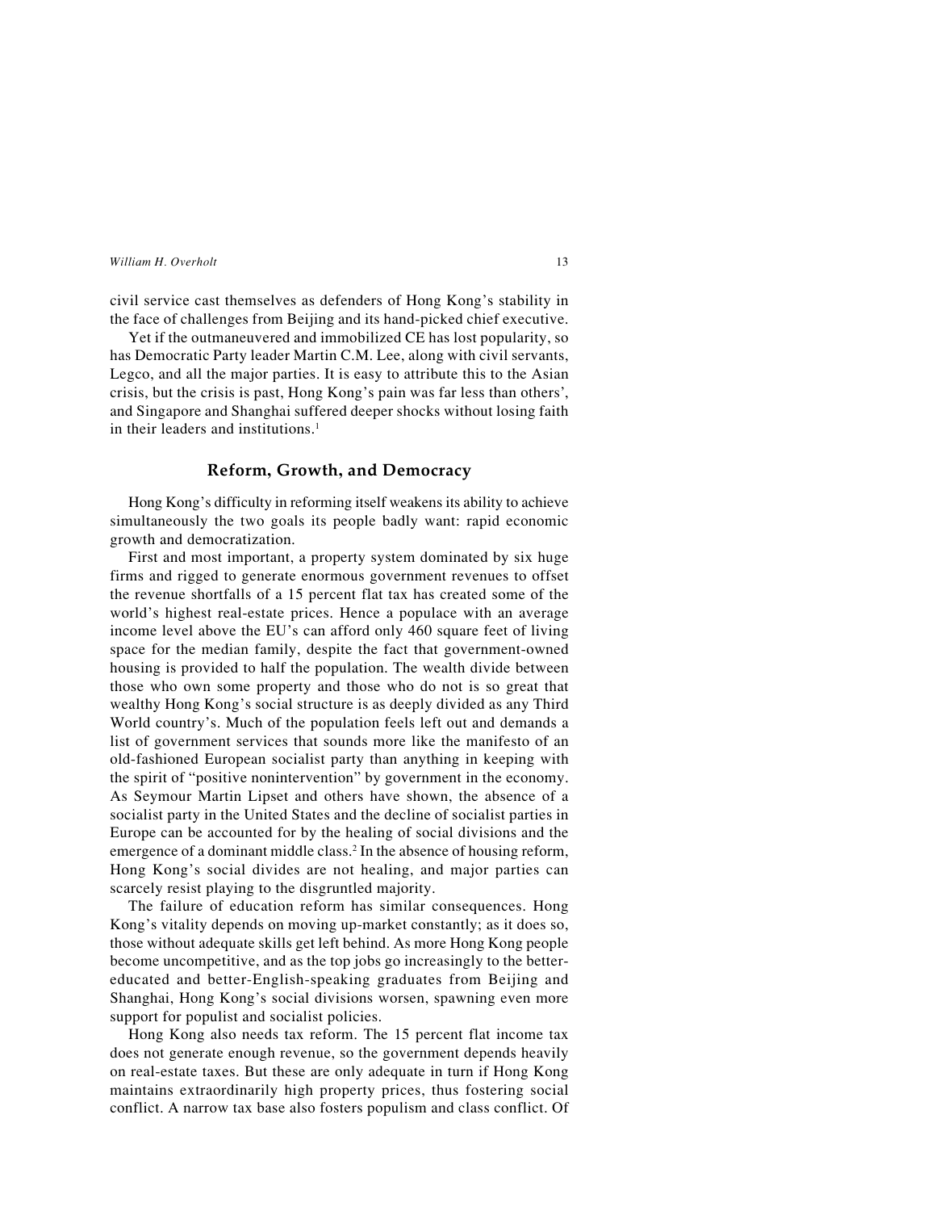civil service cast themselves as defenders of Hong Kong's stability in the face of challenges from Beijing and its hand-picked chief executive.

Yet if the outmaneuvered and immobilized CE has lost popularity, so has Democratic Party leader Martin C.M. Lee, along with civil servants, Legco, and all the major parties. It is easy to attribute this to the Asian crisis, but the crisis is past, Hong Kong's pain was far less than others', and Singapore and Shanghai suffered deeper shocks without losing faith in their leaders and institutions.[1]

## Reform, Growth, and Democracy

Hong Kong's difficulty in reforming itself weakens its ability to achieve simultaneously the two goals its people badly want: rapid economic growth and democratization.

First and most important, a property system dominated by six huge firms and rigged to generate enormous government revenues to offset the revenue shortfalls of a 15 percent flat tax has created some of the world's highest real-estate prices. Hence a populace with an average income level above the EU's can afford only 460 square feet of living space for the median family, despite the fact that government-owned housing is provided to half the population. The wealth divide between those who own some property and those who do not is so great that wealthy Hong Kong's social structure is as deeply divided as any Third World country's. Much of the population feels left out and demands a list of government services that sounds more like the manifesto of an old-fashioned European socialist party than anything in keeping with the spirit of "positive nonintervention" by government in the economy. As Seymour Martin Lipset and others have shown, the absence of a socialist party in the United States and the decline of socialist parties in Europe can be accounted for by the healing of social divisions and the emergence of a dominant middle class.[2] In the absence of housing reform, Hong Kong's social divides are not healing, and major parties can scarcely resist playing to the disgruntled majority.

The failure of education reform has similar consequences. Hong Kong's vitality depends on moving up-market constantly; as it does so, those without adequate skills get left behind. As more Hong Kong people become uncompetitive, and as the top jobs go increasingly to the better-educated and better-English-speaking graduates from Beijing and Shanghai, Hong Kong's social divisions worsen, spawning even more support for populist and socialist policies.

Hong Kong also needs tax reform. The 15 percent flat income tax does not generate enough revenue, so the government depends heavily on real-estate taxes. But these are only adequate in turn if Hong Kong maintains extraordinarily high property prices, thus fostering social conflict. A narrow tax base also fosters populism and class conflict. Of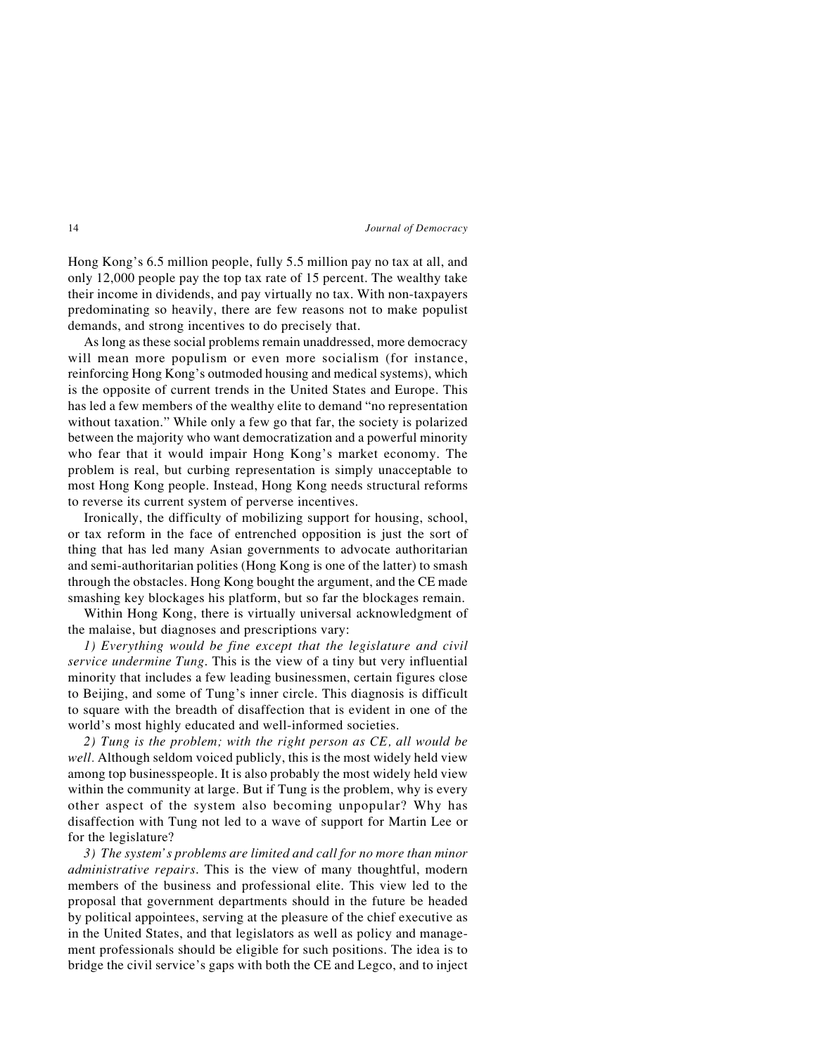Hong Kong's 6.5 million people, fully 5.5 million pay no tax at all, and only 12,000 people pay the top tax rate of 15 percent. The wealthy take their income in dividends, and pay virtually no tax. With non-taxpayers predominating so heavily, there are few reasons not to make populist demands, and strong incentives to do precisely that.

As long as these social problems remain unaddressed, more democracy will mean more populism or even more socialism (for instance, reinforcing Hong Kong's outmoded housing and medical systems), which is the opposite of current trends in the United States and Europe. This has led a few members of the wealthy elite to demand "no representation without taxation." While only a few go that far, the society is polarized between the majority who want democratization and a powerful minority who fear that it would impair Hong Kong's market economy. The problem is real, but curbing representation is simply unacceptable to most Hong Kong people. Instead, Hong Kong needs structural reforms to reverse its current system of perverse incentives.

Ironically, the difficulty of mobilizing support for housing, school, or tax reform in the face of entrenched opposition is just the sort of thing that has led many Asian governments to advocate authoritarian and semi-authoritarian polities (Hong Kong is one of the latter) to smash through the obstacles. Hong Kong bought the argument, and the CE made smashing key blockages his platform, but so far the blockages remain.

Within Hong Kong, there is virtually universal acknowledgment of the malaise, but diagnoses and prescriptions vary:

*1) Everything would be fine except that the legislature and civil service undermine Tung.* This is the view of a tiny but very influential minority that includes a few leading businessmen, certain figures close to Beijing, and some of Tung's inner circle. This diagnosis is difficult to square with the breadth of disaffection that is evident in one of the world's most highly educated and well-informed societies.

*2) Tung is the problem; with the right person as CE, all would be well.* Although seldom voiced publicly, this is the most widely held view among top businesspeople. It is also probably the most widely held view within the community at large. But if Tung is the problem, why is every other aspect of the system also becoming unpopular? Why has disaffection with Tung not led to a wave of support for Martin Lee or for the legislature?

*3) The system's problems are limited and call for no more than minor administrative repairs.* This is the view of many thoughtful, modern members of the business and professional elite. This view led to the proposal that government departments should in the future be headed by political appointees, serving at the pleasure of the chief executive as in the United States, and that legislators as well as policy and management professionals should be eligible for such positions. The idea is to bridge the civil service's gaps with both the CE and Legco, and to inject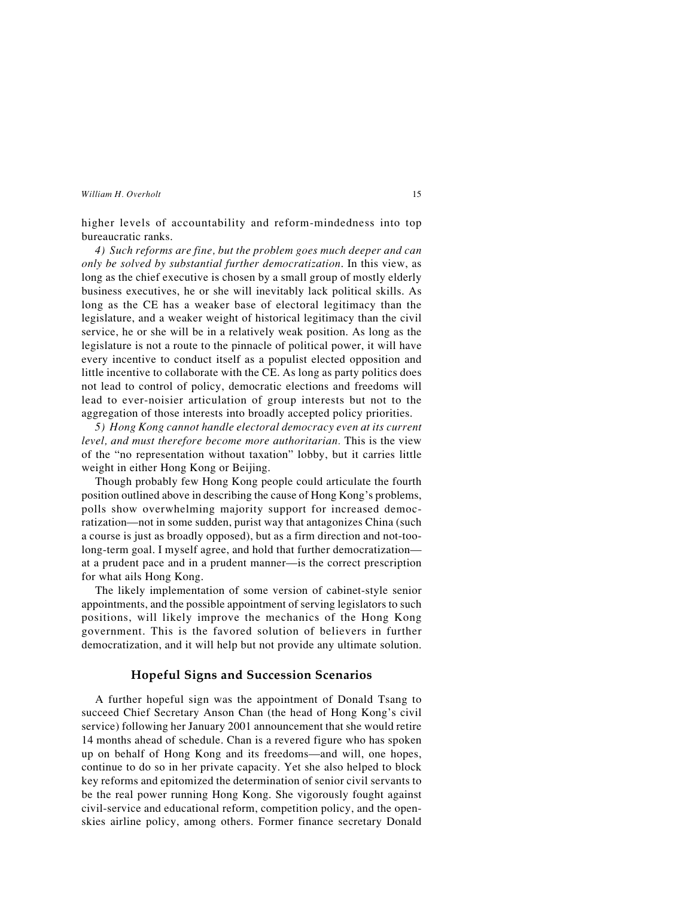higher levels of accountability and reform-mindedness into top bureaucratic ranks.

*4) Such reforms are fine, but the problem goes much deeper and can only be solved by substantial further democratization.* In this view, as long as the chief executive is chosen by a small group of mostly elderly business executives, he or she will inevitably lack political skills. As long as the CE has a weaker base of electoral legitimacy than the legislature, and a weaker weight of historical legitimacy than the civil service, he or she will be in a relatively weak position. As long as the legislature is not a route to the pinnacle of political power, it will have every incentive to conduct itself as a populist elected opposition and little incentive to collaborate with the CE. As long as party politics does not lead to control of policy, democratic elections and freedoms will lead to ever-noisier articulation of group interests but not to the aggregation of those interests into broadly accepted policy priorities.

*5) Hong Kong cannot handle electoral democracy even at its current level, and must therefore become more authoritarian.* This is the view of the "no representation without taxation" lobby, but it carries little weight in either Hong Kong or Beijing.

Though probably few Hong Kong people could articulate the fourth position outlined above in describing the cause of Hong Kong's problems, polls show overwhelming majority support for increased democratization—not in some sudden, purist way that antagonizes China (such a course is just as broadly opposed), but as a firm direction and not-too-long-term goal. I myself agree, and hold that further democratization—at a prudent pace and in a prudent manner—is the correct prescription for what ails Hong Kong.

The likely implementation of some version of cabinet-style senior appointments, and the possible appointment of serving legislators to such positions, will likely improve the mechanics of the Hong Kong government. This is the favored solution of believers in further democratization, and it will help but not provide any ultimate solution.

## Hopeful Signs and Succession Scenarios

A further hopeful sign was the appointment of Donald Tsang to succeed Chief Secretary Anson Chan (the head of Hong Kong's civil service) following her January 2001 announcement that she would retire 14 months ahead of schedule. Chan is a revered figure who has spoken up on behalf of Hong Kong and its freedoms—and will, one hopes, continue to do so in her private capacity. Yet she also helped to block key reforms and epitomized the determination of senior civil servants to be the real power running Hong Kong. She vigorously fought against civil-service and educational reform, competition policy, and the open-skies airline policy, among others. Former finance secretary Donald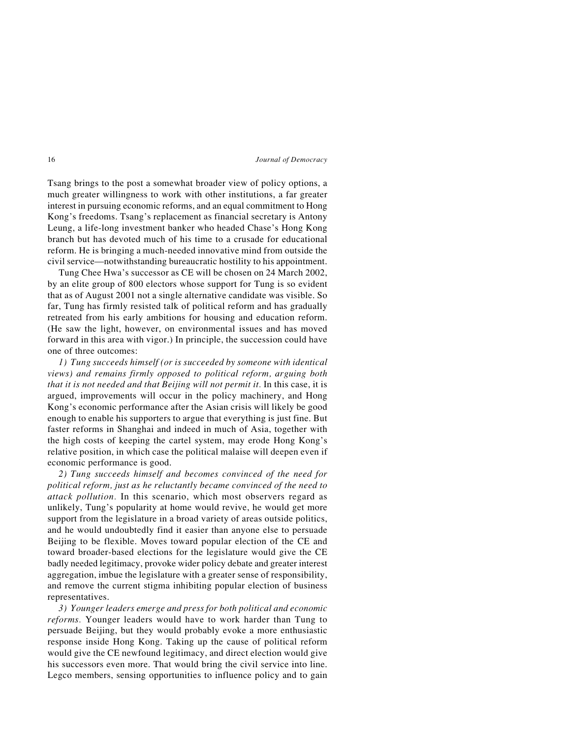Tsang brings to the post a somewhat broader view of policy options, a much greater willingness to work with other institutions, a far greater interest in pursuing economic reforms, and an equal commitment to Hong Kong's freedoms. Tsang's replacement as financial secretary is Antony Leung, a life-long investment banker who headed Chase's Hong Kong branch but has devoted much of his time to a crusade for educational reform. He is bringing a much-needed innovative mind from outside the civil service—notwithstanding bureaucratic hostility to his appointment.

Tung Chee Hwa's successor as CE will be chosen on 24 March 2002, by an elite group of 800 electors whose support for Tung is so evident that as of August 2001 not a single alternative candidate was visible. So far, Tung has firmly resisted talk of political reform and has gradually retreated from his early ambitions for housing and education reform. (He saw the light, however, on environmental issues and has moved forward in this area with vigor.) In principle, the succession could have one of three outcomes:

*1) Tung succeeds himself (or is succeeded by someone with identical views) and remains firmly opposed to political reform, arguing both that it is not needed and that Beijing will not permit it.* In this case, it is argued, improvements will occur in the policy machinery, and Hong Kong's economic performance after the Asian crisis will likely be good enough to enable his supporters to argue that everything is just fine. But faster reforms in Shanghai and indeed in much of Asia, together with the high costs of keeping the cartel system, may erode Hong Kong's relative position, in which case the political malaise will deepen even if economic performance is good.

*2) Tung succeeds himself and becomes convinced of the need for political reform, just as he reluctantly became convinced of the need to attack pollution.* In this scenario, which most observers regard as unlikely, Tung's popularity at home would revive, he would get more support from the legislature in a broad variety of areas outside politics, and he would undoubtedly find it easier than anyone else to persuade Beijing to be flexible. Moves toward popular election of the CE and toward broader-based elections for the legislature would give the CE badly needed legitimacy, provoke wider policy debate and greater interest aggregation, imbue the legislature with a greater sense of responsibility, and remove the current stigma inhibiting popular election of business representatives.

*3) Younger leaders emerge and press for both political and economic reforms.* Younger leaders would have to work harder than Tung to persuade Beijing, but they would probably evoke a more enthusiastic response inside Hong Kong. Taking up the cause of political reform would give the CE newfound legitimacy, and direct election would give his successors even more. That would bring the civil service into line. Legco members, sensing opportunities to influence policy and to gain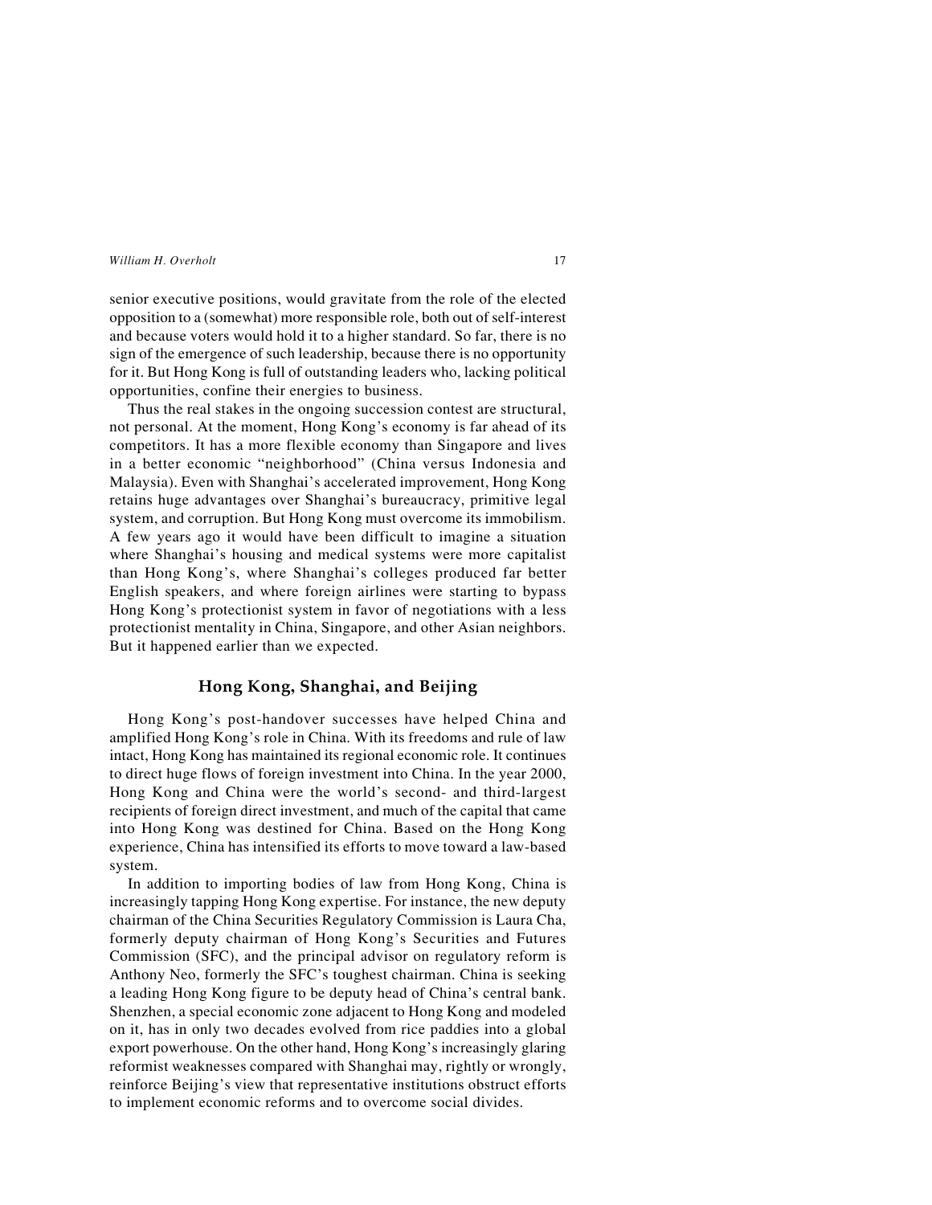senior executive positions, would gravitate from the role of the elected opposition to a (somewhat) more responsible role, both out of self-interest and because voters would hold it to a higher standard. So far, there is no sign of the emergence of such leadership, because there is no opportunity for it. But Hong Kong is full of outstanding leaders who, lacking political opportunities, confine their energies to business.

Thus the real stakes in the ongoing succession contest are structural, not personal. At the moment, Hong Kong's economy is far ahead of its competitors. It has a more flexible economy than Singapore and lives in a better economic "neighborhood" (China versus Indonesia and Malaysia). Even with Shanghai's accelerated improvement, Hong Kong retains huge advantages over Shanghai's bureaucracy, primitive legal system, and corruption. But Hong Kong must overcome its immobilism. A few years ago it would have been difficult to imagine a situation where Shanghai's housing and medical systems were more capitalist than Hong Kong's, where Shanghai's colleges produced far better English speakers, and where foreign airlines were starting to bypass Hong Kong's protectionist system in favor of negotiations with a less protectionist mentality in China, Singapore, and other Asian neighbors. But it happened earlier than we expected.

## Hong Kong, Shanghai, and Beijing

Hong Kong's post-handover successes have helped China and amplified Hong Kong's role in China. With its freedoms and rule of law intact, Hong Kong has maintained its regional economic role. It continues to direct huge flows of foreign investment into China. In the year 2000, Hong Kong and China were the world's second- and third-largest recipients of foreign direct investment, and much of the capital that came into Hong Kong was destined for China. Based on the Hong Kong experience, China has intensified its efforts to move toward a law-based system.

In addition to importing bodies of law from Hong Kong, China is increasingly tapping Hong Kong expertise. For instance, the new deputy chairman of the China Securities Regulatory Commission is Laura Cha, formerly deputy chairman of Hong Kong's Securities and Futures Commission (SFC), and the principal advisor on regulatory reform is Anthony Neo, formerly the SFC's toughest chairman. China is seeking a leading Hong Kong figure to be deputy head of China's central bank. Shenzhen, a special economic zone adjacent to Hong Kong and modeled on it, has in only two decades evolved from rice paddies into a global export powerhouse. On the other hand, Hong Kong's increasingly glaring reformist weaknesses compared with Shanghai may, rightly or wrongly, reinforce Beijing's view that representative institutions obstruct efforts to implement economic reforms and to overcome social divides.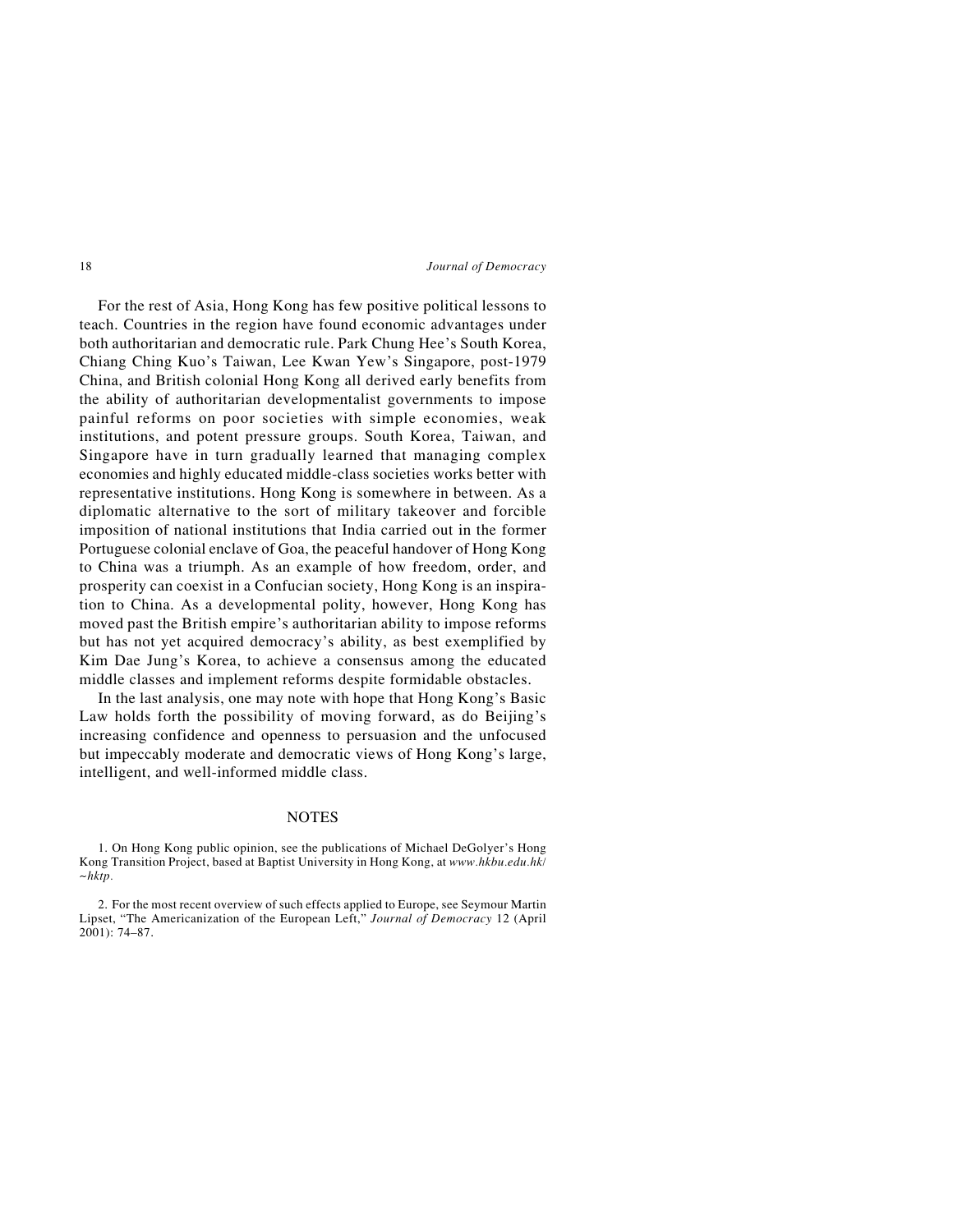For the rest of Asia, Hong Kong has few positive political lessons to teach. Countries in the region have found economic advantages under both authoritarian and democratic rule. Park Chung Hee's South Korea, Chiang Ching Kuo's Taiwan, Lee Kwan Yew's Singapore, post-1979 China, and British colonial Hong Kong all derived early benefits from the ability of authoritarian developmentalist governments to impose painful reforms on poor societies with simple economies, weak institutions, and potent pressure groups. South Korea, Taiwan, and Singapore have in turn gradually learned that managing complex economies and highly educated middle-class societies works better with representative institutions. Hong Kong is somewhere in between. As a diplomatic alternative to the sort of military takeover and forcible imposition of national institutions that India carried out in the former Portuguese colonial enclave of Goa, the peaceful handover of Hong Kong to China was a triumph. As an example of how freedom, order, and prosperity can coexist in a Confucian society, Hong Kong is an inspiration to China. As a developmental polity, however, Hong Kong has moved past the British empire's authoritarian ability to impose reforms but has not yet acquired democracy's ability, as best exemplified by Kim Dae Jung's Korea, to achieve a consensus among the educated middle classes and implement reforms despite formidable obstacles.

In the last analysis, one may note with hope that Hong Kong's Basic Law holds forth the possibility of moving forward, as do Beijing's increasing confidence and openness to persuasion and the unfocused but impeccably moderate and democratic views of Hong Kong's large, intelligent, and well-informed middle class.

## NOTES

1. On Hong Kong public opinion, see the publications of Michael DeGolyer's Hong Kong Transition Project, based at Baptist University in Hong Kong, at *www.hkbu.edu.hk/~hktp*.

2. For the most recent overview of such effects applied to Europe, see Seymour Martin Lipset, "The Americanization of the European Left," *Journal of Democracy* 12 (April 2001): 74–87.